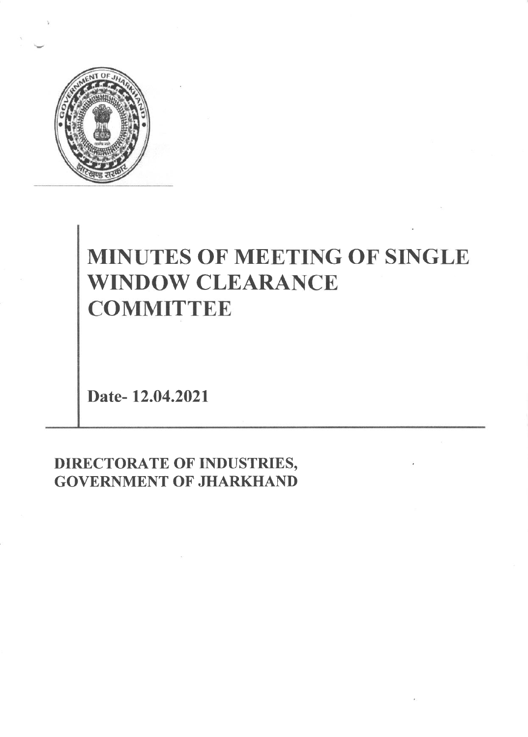# MINUTES OF MEETING OF SINGLE WINDOW CLEARANCE COMMITTEE

**Date- 12.04.2021**

## DIRECTORATE OF INDUSTRIES, GOVERNMENT OF JHARKHAND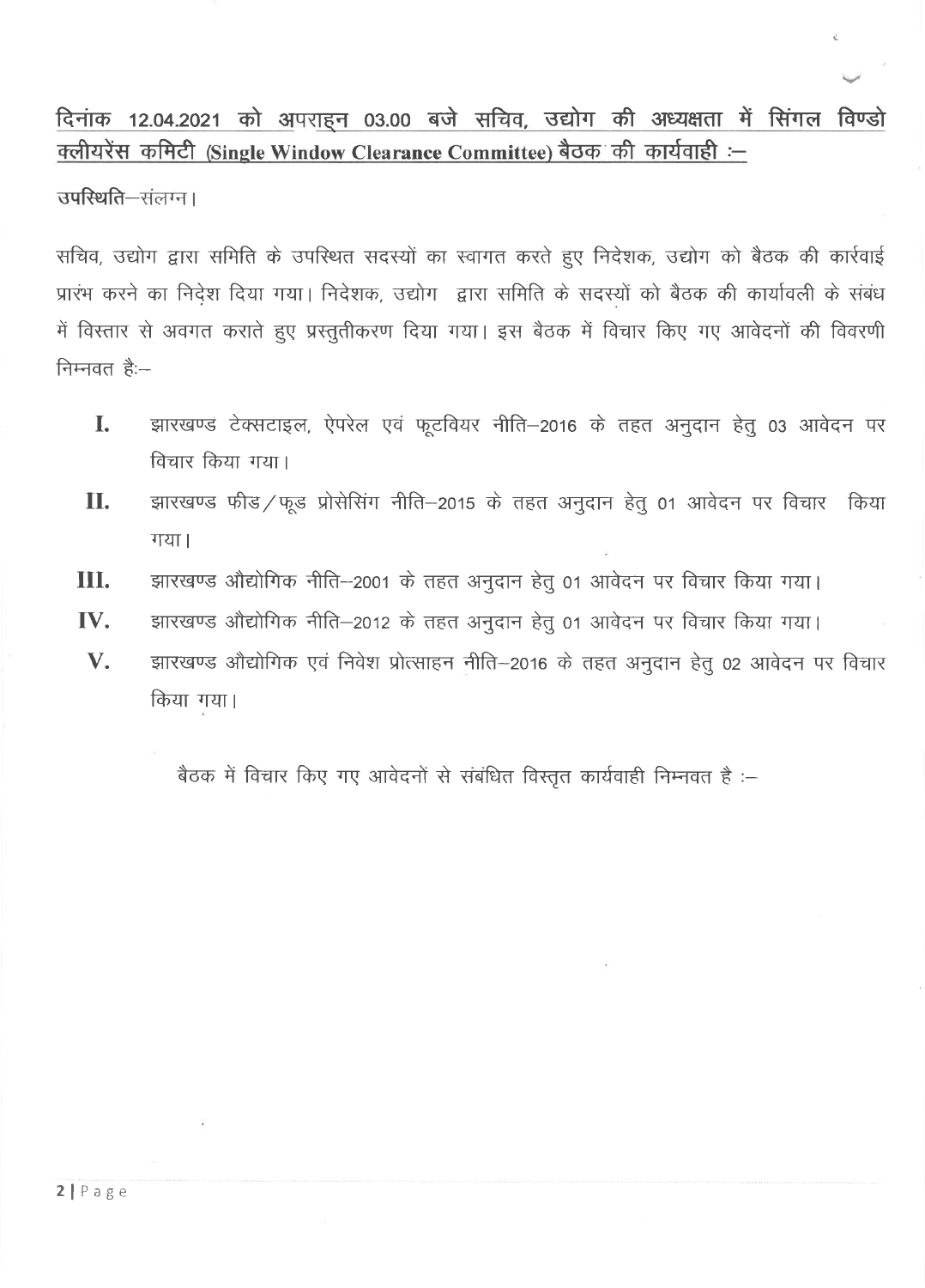**दिनांक 12.04.2021 को अपराह्न 03.00 बजे सचिव, उद्योग की अध्यक्षता में सिंगल विण्डो क्लीयरेंस कमिटी (Single Window Clearance Committee) बैठक की कार्यवाही :–**

उपस्थिति–संलग्न।

सचिव, उद्योग द्वारा समिति के उपस्थित सदस्यों का स्वागत करते हुए निदेशक, उद्योग को बैठक की कार्रवाई प्रारंभ करने का निदेश दिया गया। निदेशक, उद्योग द्वारा समिति के सदस्यों को बैठक की कार्यावली के संबंध में विस्तार से अवगत कराते हुए प्रस्तुतीकरण दिया गया। इस बैठक में विचार किए गए आवेदनों की विवरणी निम्नवत हैः–

I. झारखण्ड टेक्सटाइल, ऐपरेल एवं फूटवियर नीति–2016 के तहत अनुदान हेतु 03 आवेदन पर विचार किया गया।

II. झारखण्ड फीड/फूड प्रोसेसिंग नीति–2015 के तहत अनुदान हेतु 01 आवेदन पर विचार किया गया।

III. झारखण्ड औद्योगिक नीति–2001 के तहत अनुदान हेतु 01 आवेदन पर विचार किया गया।

IV. झारखण्ड औद्योगिक नीति–2012 के तहत अनुदान हेतु 01 आवेदन पर विचार किया गया।

V. झारखण्ड औद्योगिक एवं निवेश प्रोत्साहन नीति–2016 के तहत अनुदान हेतु 02 आवेदन पर विचार किया गया।

बैठक में विचार किए गए आवेदनों से संबंधित विस्तृत कार्यवाही निम्नवत है :–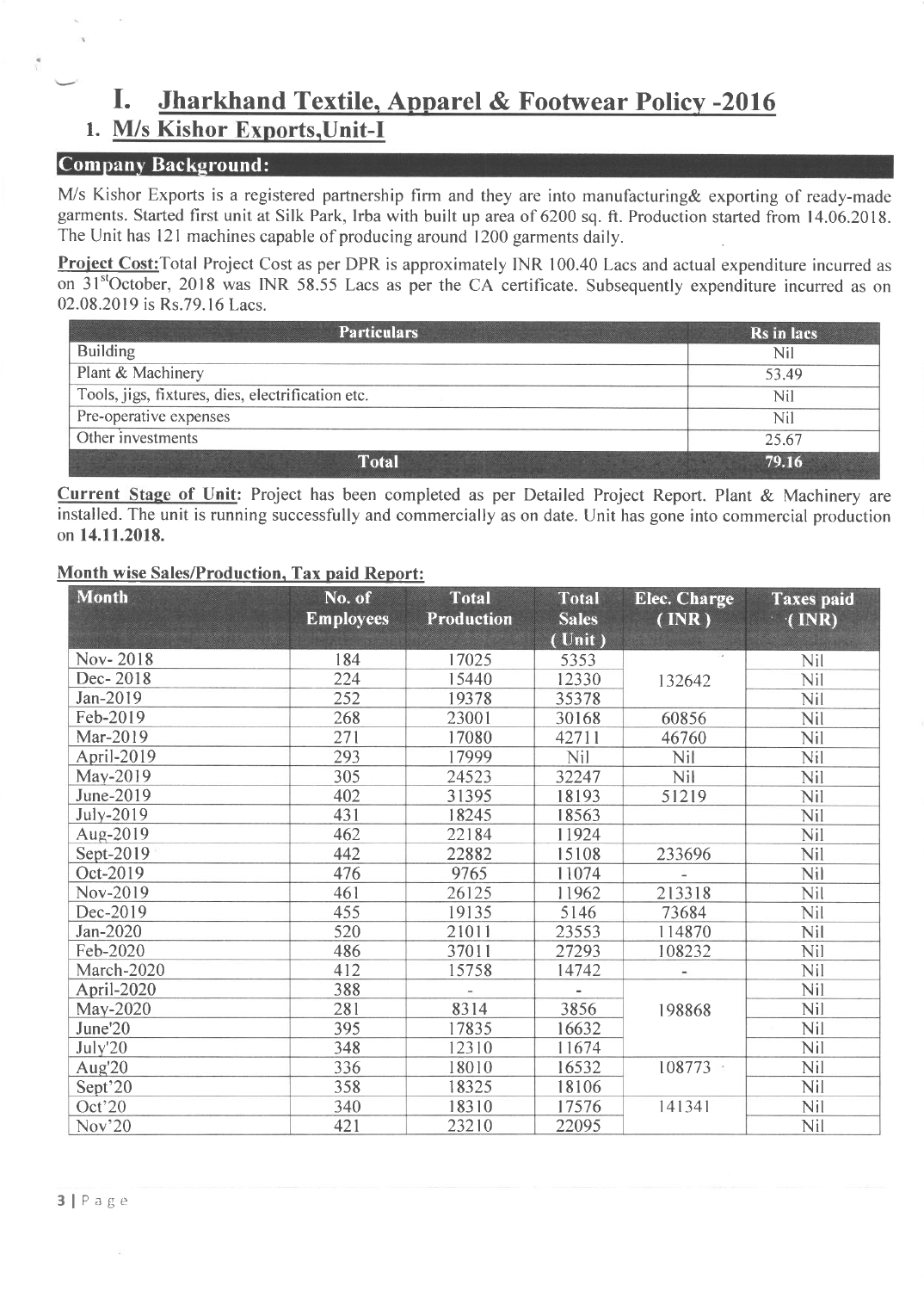# I. Jharkhand Textile, Apparel & Footwear Policy -2016

## 1. M/s Kishor Exports,Unit-I

### Company Background:

M/s Kishor Exports is a registered partnership firm and they are into manufacturing& exporting of ready-made garments. Started first unit at Silk Park, Irba with built up area of 6200 sq. ft. Production started from 14.06.2018. The Unit has 121 machines capable of producing around 1200 garments daily.

**Project Cost:** Total Project Cost as per DPR is approximately INR 100.40 Lacs and actual expenditure incurred as on 31[st] October, 2018 was INR 58.55 Lacs as per the CA certificate. Subsequently expenditure incurred as on 02.08.2019 is Rs.79.16 Lacs.

| Particulars | Rs in lacs |
|---|---|
| Building | Nil |
| Plant & Machinery | 53.49 |
| Tools, jigs, fixtures, dies, electrification etc. | Nil |
| Pre-operative expenses | Nil |
| Other investments | 25.67 |
| **Total** | **79.16** |

**Current Stage of Unit:** Project has been completed as per Detailed Project Report. Plant & Machinery are installed. The unit is running successfully and commercially as on date. Unit has gone into commercial production on **14.11.2018.**

**Month wise Sales/Production, Tax paid Report:**

| Month | No. of Employees | Total Production | Total Sales (Unit) | Elec. Charge (INR) | Taxes paid (INR) |
|---|---|---|---|---|---|
| Nov- 2018 | 184 | 17025 | 5353 | | Nil |
| Dec- 2018 | 224 | 15440 | 12330 | 132642 | Nil |
| Jan-2019 | 252 | 19378 | 35378 | | Nil |
| Feb-2019 | 268 | 23001 | 30168 | 60856 | Nil |
| Mar-2019 | 271 | 17080 | 42711 | 46760 | Nil |
| April-2019 | 293 | 17999 | Nil | Nil | Nil |
| May-2019 | 305 | 24523 | 32247 | Nil | Nil |
| June-2019 | 402 | 31395 | 18193 | 51219 | Nil |
| July-2019 | 431 | 18245 | 18563 | | Nil |
| Aug-2019 | 462 | 22184 | 11924 | | Nil |
| Sept-2019 | 442 | 22882 | 15108 | 233696 | Nil |
| Oct-2019 | 476 | 9765 | 11074 | - | Nil |
| Nov-2019 | 461 | 26125 | 11962 | 213318 | Nil |
| Dec-2019 | 455 | 19135 | 5146 | 73684 | Nil |
| Jan-2020 | 520 | 21011 | 23553 | 114870 | Nil |
| Feb-2020 | 486 | 37011 | 27293 | 108232 | Nil |
| March-2020 | 412 | 15758 | 14742 | - | Nil |
| April-2020 | 388 | - | - | | Nil |
| May-2020 | 281 | 8314 | 3856 | 198868 | Nil |
| June'20 | 395 | 17835 | 16632 | | Nil |
| July'20 | 348 | 12310 | 11674 | | Nil |
| Aug'20 | 336 | 18010 | 16532 | 108773 | Nil |
| Sept'20 | 358 | 18325 | 18106 | | Nil |
| Oct'20 | 340 | 18310 | 17576 | 141341 | Nil |
| Nov'20 | 421 | 23210 | 22095 | | Nil |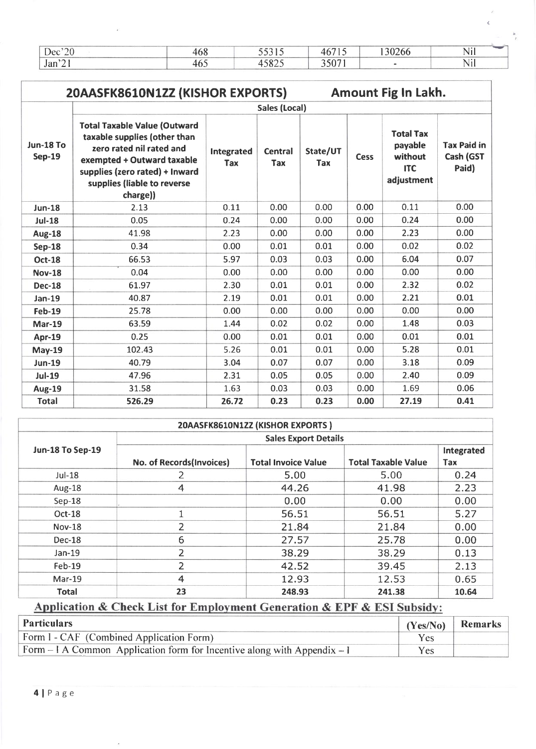| Dec'20 | 468 | 55315 | 46715 | 130266 | Nil |
|---|---|---|---|---|---|
| Jan'21 | 465 | 45825 | 35071 | - | Nil |

| 20AASFK8610N1ZZ (KISHOR EXPORTS) | | | | | | Amount Fig In Lakh. | |
|---|---|---|---|---|---|---|---|
| | Sales (Local) | | | | | | |
| Jun-18 To Sep-19 | Total Taxable Value (Outward taxable supplies (other than zero rated nil rated and exempted + Outward taxable supplies (zero rated) + Inward supplies (liable to reverse charge)) | Integrated Tax | Central Tax | State/UT Tax | Cess | Total Tax payable without ITC adjustment | Tax Paid in Cash (GST Paid) |
| Jun-18 | 2.13 | 0.11 | 0.00 | 0.00 | 0.00 | 0.11 | 0.00 |
| Jul-18 | 0.05 | 0.24 | 0.00 | 0.00 | 0.00 | 0.24 | 0.00 |
| Aug-18 | 41.98 | 2.23 | 0.00 | 0.00 | 0.00 | 2.23 | 0.00 |
| Sep-18 | 0.34 | 0.00 | 0.01 | 0.01 | 0.00 | 0.02 | 0.02 |
| Oct-18 | 66.53 | 5.97 | 0.03 | 0.03 | 0.00 | 6.04 | 0.07 |
| Nov-18 | 0.04 | 0.00 | 0.00 | 0.00 | 0.00 | 0.00 | 0.00 |
| Dec-18 | 61.97 | 2.30 | 0.01 | 0.01 | 0.00 | 2.32 | 0.02 |
| Jan-19 | 40.87 | 2.19 | 0.01 | 0.01 | 0.00 | 2.21 | 0.01 |
| Feb-19 | 25.78 | 0.00 | 0.00 | 0.00 | 0.00 | 0.00 | 0.00 |
| Mar-19 | 63.59 | 1.44 | 0.02 | 0.02 | 0.00 | 1.48 | 0.03 |
| Apr-19 | 0.25 | 0.00 | 0.01 | 0.01 | 0.00 | 0.01 | 0.01 |
| May-19 | 102.43 | 5.26 | 0.01 | 0.01 | 0.00 | 5.28 | 0.01 |
| Jun-19 | 40.79 | 3.04 | 0.07 | 0.07 | 0.00 | 3.18 | 0.09 |
| Jul-19 | 47.96 | 2.31 | 0.05 | 0.05 | 0.00 | 2.40 | 0.09 |
| Aug-19 | 31.58 | 1.63 | 0.03 | 0.03 | 0.00 | 1.69 | 0.06 |
| Total | 526.29 | 26.72 | 0.23 | 0.23 | 0.00 | 27.19 | 0.41 |

| 20AASFK8610N1ZZ (KISHOR EXPORTS ) | | | | |
|---|---|---|---|---|
| | Sales Export Details | | | |
| Jun-18 To Sep-19 | No. of Records(Invoices) | Total Invoice Value | Total Taxable Value | Integrated Tax |
| Jul-18 | 2 | 5.00 | 5.00 | 0.24 |
| Aug-18 | 4 | 44.26 | 41.98 | 2.23 |
| Sep-18 | | 0.00 | 0.00 | 0.00 |
| Oct-18 | 1 | 56.51 | 56.51 | 5.27 |
| Nov-18 | 2 | 21.84 | 21.84 | 0.00 |
| Dec-18 | 6 | 27.57 | 25.78 | 0.00 |
| Jan-19 | 2 | 38.29 | 38.29 | 0.13 |
| Feb-19 | 2 | 42.52 | 39.45 | 2.13 |
| Mar-19 | 4 | 12.93 | 12.53 | 0.65 |
| Total | 23 | 248.93 | 241.38 | 10.64 |

## Application & Check List for Employment Generation & EPF & ESI Subsidy:

| Particulars | (Yes/No) | Remarks |
|---|---|---|
| Form I - CAF (Combined Application Form) | Yes | |
| Form – I A Common Application form for Incentive along with Appendix – I | Yes | |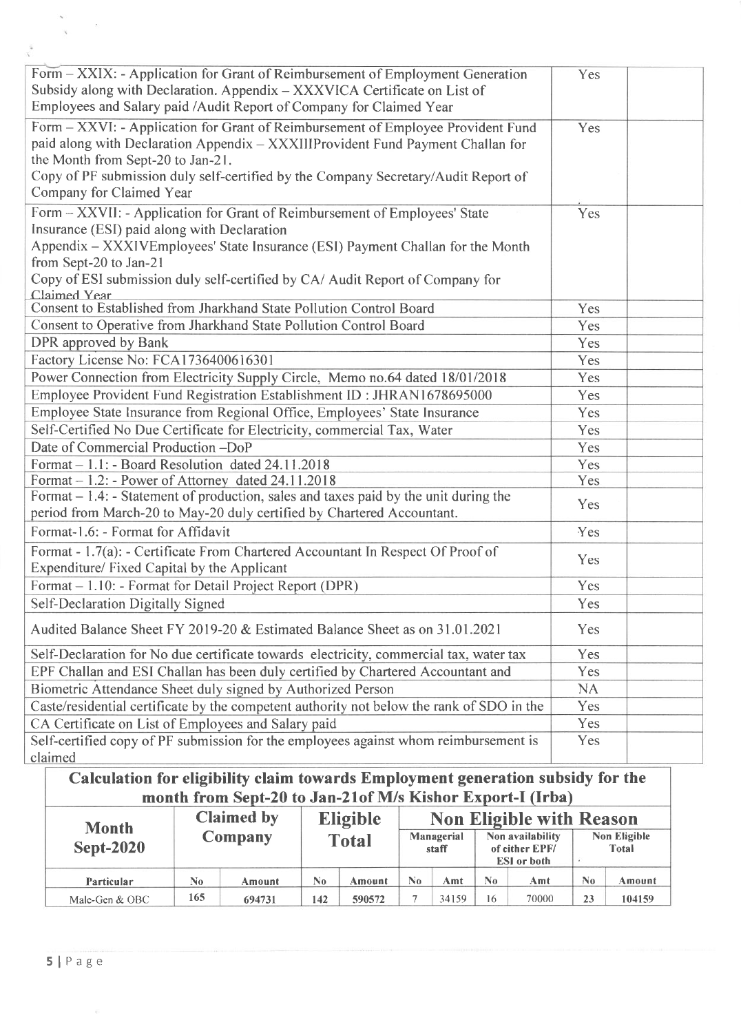| | | |
|---|---|---|
| Form – XXIX: - Application for Grant of Reimbursement of Employment Generation Subsidy along with Declaration. Appendix – XXXVICA Certificate on List of Employees and Salary paid /Audit Report of Company for Claimed Year | Yes | |
| Form – XXVI: - Application for Grant of Reimbursement of Employee Provident Fund paid along with Declaration Appendix – XXXIIIProvident Fund Payment Challan for the Month from Sept-20 to Jan-21.<br>Copy of PF submission duly self-certified by the Company Secretary/Audit Report of Company for Claimed Year | Yes | |
| Form – XXVII: - Application for Grant of Reimbursement of Employees' State Insurance (ESI) paid along with Declaration<br>Appendix – XXXIVEmployees' State Insurance (ESI) Payment Challan for the Month from Sept-20 to Jan-21<br>Copy of ESI submission duly self-certified by CA/ Audit Report of Company for Claimed Year | Yes | |
| Consent to Established from Jharkhand State Pollution Control Board | Yes | |
| Consent to Operative from Jharkhand State Pollution Control Board | Yes | |
| DPR approved by Bank | Yes | |
| Factory License No: FCA1736400616301 | Yes | |
| Power Connection from Electricity Supply Circle, Memo no.64 dated 18/01/2018 | Yes | |
| Employee Provident Fund Registration Establishment ID : JHRAN1678695000 | Yes | |
| Employee State Insurance from Regional Office, Employees' State Insurance | Yes | |
| Self-Certified No Due Certificate for Electricity, commercial Tax, Water | Yes | |
| Date of Commercial Production –DoP | Yes | |
| Format – 1.1: - Board Resolution dated 24.11.2018 | Yes | |
| Format – 1.2: - Power of Attorney dated 24.11.2018 | Yes | |
| Format – 1.4: - Statement of production, sales and taxes paid by the unit during the period from March-20 to May-20 duly certified by Chartered Accountant. | Yes | |
| Format-1.6: - Format for Affidavit | Yes | |
| Format - 1.7(a): - Certificate From Chartered Accountant In Respect Of Proof of Expenditure/ Fixed Capital by the Applicant | Yes | |
| Format – 1.10: - Format for Detail Project Report (DPR) | Yes | |
| Self-Declaration Digitally Signed | Yes | |
| Audited Balance Sheet FY 2019-20 & Estimated Balance Sheet as on 31.01.2021 | Yes | |
| Self-Declaration for No due certificate towards electricity, commercial tax, water tax | Yes | |
| EPF Challan and ESI Challan has been duly certified by Chartered Accountant and | Yes | |
| Biometric Attendance Sheet duly signed by Authorized Person | NA | |
| Caste/residential certificate by the competent authority not below the rank of SDO in the | Yes | |
| CA Certificate on List of Employees and Salary paid | Yes | |
| Self-certified copy of PF submission for the employees against whom reimbursement is claimed | Yes | |

## Calculation for eligibility claim towards Employment generation subsidy for the month from Sept-20 to Jan-21of M/s Kishor Export-I (Irba)

| Month Sept-2020 | Claimed by Company | | Eligible Total | | Non Eligible with Reason | | | | | |
|---|---|---|---|---|---|---|---|---|---|---|
| | | | | | Managerial staff | | Non availability of either EPF/ ESI or both | | Non Eligible Total | |
| Particular | No | Amount | No | Amount | No | Amt | No | Amt | No | Amount |
| Male-Gen & OBC | 165 | 694731 | 142 | 590572 | 7 | 34159 | 16 | 70000 | 23 | 104159 |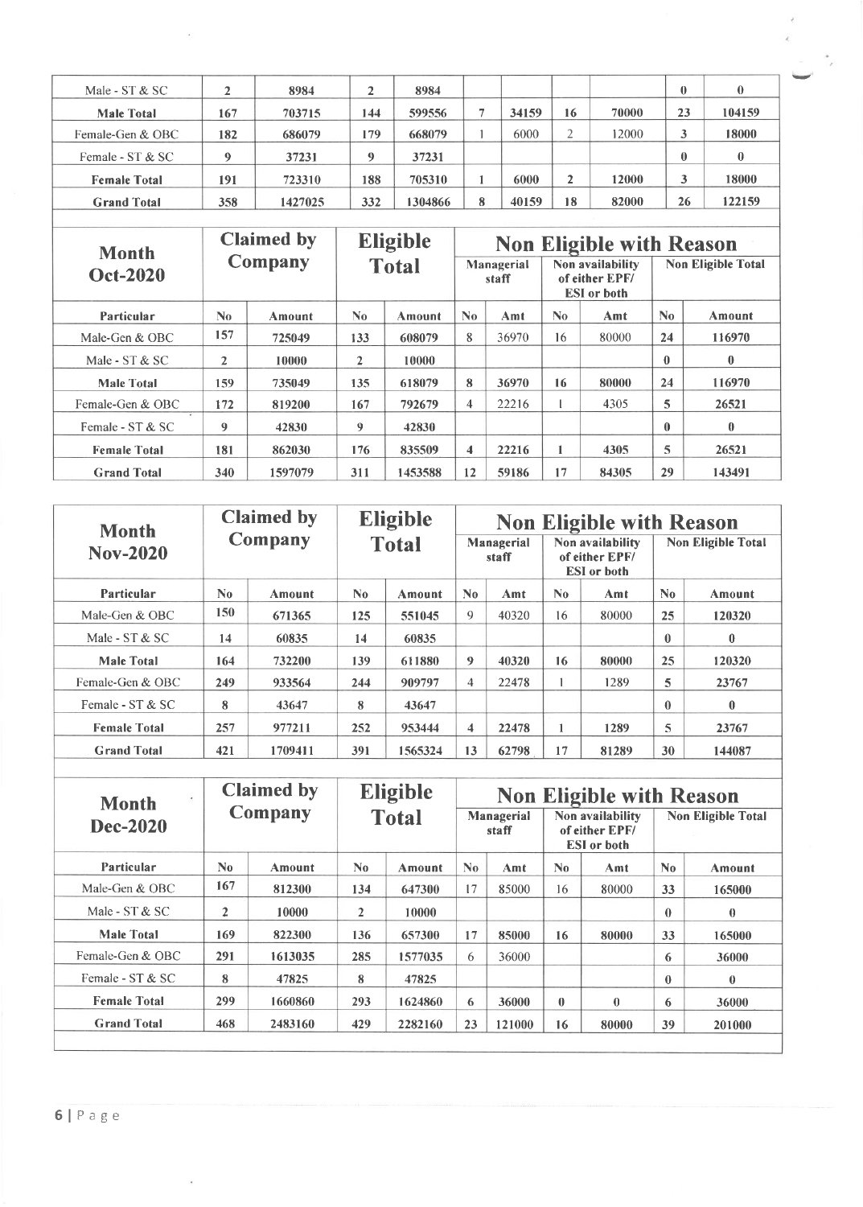| | | | | | | | | | | |
|---|---|---|---|---|---|---|---|---|---|---|
| Male - ST & SC | 2 | 8984 | 2 | 8984 | | | | | 0 | 0 |
| **Male Total** | 167 | 703715 | 144 | 599556 | 7 | 34159 | 16 | 70000 | 23 | 104159 |
| Female-Gen & OBC | 182 | 686079 | 179 | 668079 | 1 | 6000 | 2 | 12000 | 3 | 18000 |
| Female - ST & SC | 9 | 37231 | 9 | 37231 | | | | | 0 | 0 |
| **Female Total** | 191 | 723310 | 188 | 705310 | 1 | 6000 | 2 | 12000 | 3 | 18000 |
| **Grand Total** | 358 | 1427025 | 332 | 1304866 | 8 | 40159 | 18 | 82000 | 26 | 122159 |

| Month Oct-2020 | Claimed by Company | | Eligible Total | | Non Eligible with Reason | | | | | |
|---|---|---|---|---|---|---|---|---|---|---|
| | | | | | Managerial staff | | Non availability of either EPF/ ESI or both | | Non Eligible Total | |
| **Particular** | **No** | **Amount** | **No** | **Amount** | **No** | **Amt** | **No** | **Amt** | **No** | **Amount** |
| Male-Gen & OBC | 157 | 725049 | 133 | 608079 | 8 | 36970 | 16 | 80000 | 24 | 116970 |
| Male - ST & SC | 2 | 10000 | 2 | 10000 | | | | | 0 | 0 |
| **Male Total** | 159 | 735049 | 135 | 618079 | 8 | 36970 | 16 | 80000 | 24 | 116970 |
| Female-Gen & OBC | 172 | 819200 | 167 | 792679 | 4 | 22216 | 1 | 4305 | 5 | 26521 |
| Female - ST & SC | 9 | 42830 | 9 | 42830 | | | | | 0 | 0 |
| **Female Total** | 181 | 862030 | 176 | 835509 | 4 | 22216 | 1 | 4305 | 5 | 26521 |
| **Grand Total** | 340 | 1597079 | 311 | 1453588 | 12 | 59186 | 17 | 84305 | 29 | 143491 |

| Month Nov-2020 | Claimed by Company | | Eligible Total | | Non Eligible with Reason | | | | | |
|---|---|---|---|---|---|---|---|---|---|---|
| | | | | | Managerial staff | | Non availability of either EPF/ ESI or both | | Non Eligible Total | |
| **Particular** | **No** | **Amount** | **No** | **Amount** | **No** | **Amt** | **No** | **Amt** | **No** | **Amount** |
| Male-Gen & OBC | 150 | 671365 | 125 | 551045 | 9 | 40320 | 16 | 80000 | 25 | 120320 |
| Male - ST & SC | 14 | 60835 | 14 | 60835 | | | | | 0 | 0 |
| **Male Total** | 164 | 732200 | 139 | 611880 | 9 | 40320 | 16 | 80000 | 25 | 120320 |
| Female-Gen & OBC | 249 | 933564 | 244 | 909797 | 4 | 22478 | 1 | 1289 | 5 | 23767 |
| Female - ST & SC | 8 | 43647 | 8 | 43647 | | | | | 0 | 0 |
| **Female Total** | 257 | 977211 | 252 | 953444 | 4 | 22478 | 1 | 1289 | 5 | 23767 |
| **Grand Total** | 421 | 1709411 | 391 | 1565324 | 13 | 62798 | 17 | 81289 | 30 | 144087 |

| Month Dec-2020 | Claimed by Company | | Eligible Total | | Non Eligible with Reason | | | | | |
|---|---|---|---|---|---|---|---|---|---|---|
| | | | | | Managerial staff | | Non availability of either EPF/ ESI or both | | Non Eligible Total | |
| **Particular** | **No** | **Amount** | **No** | **Amount** | **No** | **Amt** | **No** | **Amt** | **No** | **Amount** |
| Male-Gen & OBC | 167 | 812300 | 134 | 647300 | 17 | 85000 | 16 | 80000 | 33 | 165000 |
| Male - ST & SC | 2 | 10000 | 2 | 10000 | | | | | 0 | 0 |
| **Male Total** | 169 | 822300 | 136 | 657300 | 17 | 85000 | 16 | 80000 | 33 | 165000 |
| Female-Gen & OBC | 291 | 1613035 | 285 | 1577035 | 6 | 36000 | | | 6 | 36000 |
| Female - ST & SC | 8 | 47825 | 8 | 47825 | | | | | 0 | 0 |
| **Female Total** | 299 | 1660860 | 293 | 1624860 | 6 | 36000 | 0 | 0 | 6 | 36000 |
| **Grand Total** | 468 | 2483160 | 429 | 2282160 | 23 | 121000 | 16 | 80000 | 39 | 201000 |